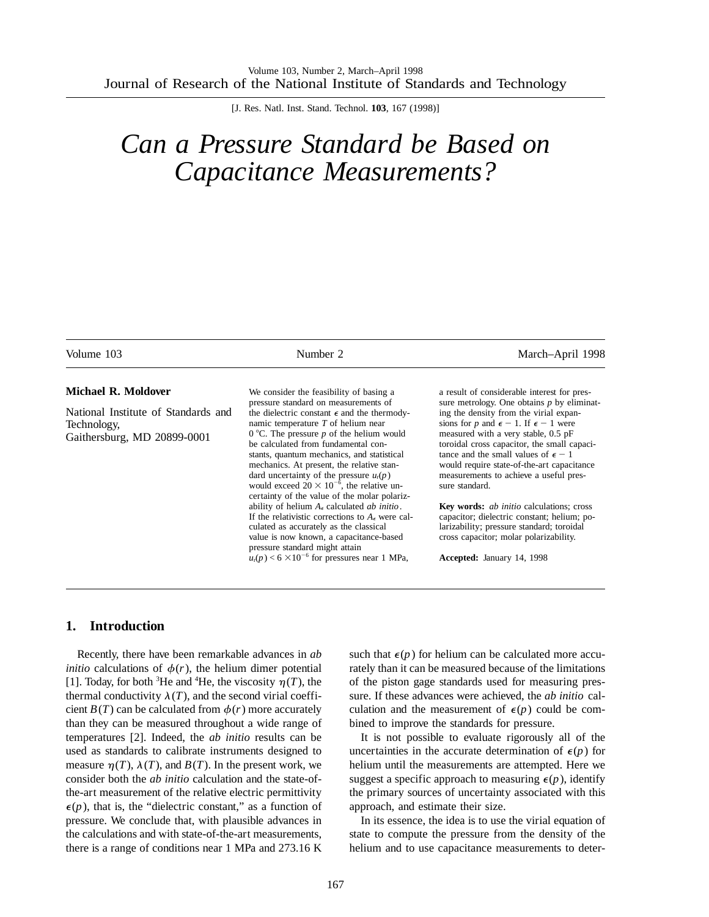# Can a Pressure Standard be Based on Capacitance Measurements?

**Michael R. Moldover**

National Institute of Standards and Technology,
Gaithersburg, MD 20899-0001

We consider the feasibility of basing a pressure standard on measurements of the dielectric constant $\epsilon$ and the thermodynamic temperature $T$ of helium near 0 °C. The pressure $p$ of the helium would be calculated from fundamental constants, quantum mechanics, and statistical mechanics. At present, the relative standard uncertainty of the pressure $u_r(p)$ would exceed $20 \times 10^{-6}$, the relative uncertainty of the value of the molar polarizability of helium $A_\epsilon$ calculated *ab initio*. If the relativistic corrections to $A_\epsilon$ were calculated as accurately as the classical value is now known, a capacitance-based pressure standard might attain $u_r(p) < 6 \times 10^{-6}$ for pressures near 1 MPa, a result of considerable interest for pressure metrology. One obtains $p$ by eliminating the density from the virial expansions for $p$ and $\epsilon - 1$. If $\epsilon - 1$ were measured with a very stable, 0.5 pF toroidal cross capacitor, the small capacitance and the small values of $\epsilon - 1$ would require state-of-the-art capacitance measurements to achieve a useful pressure standard.

**Key words:** *ab initio* calculations; cross capacitor; dielectric constant; helium; polarizability; pressure standard; toroidal cross capacitor; molar polarizability.

**Accepted:** January 14, 1998

## 1. Introduction

Recently, there have been remarkable advances in *ab initio* calculations of $\phi(r)$, the helium dimer potential [1]. Today, for both $^3$He and $^4$He, the viscosity $\eta(T)$, the thermal conductivity $\lambda(T)$, and the second virial coefficient $B(T)$ can be calculated from $\phi(r)$ more accurately than they can be measured throughout a wide range of temperatures [2]. Indeed, the *ab initio* results can be used as standards to calibrate instruments designed to measure $\eta(T)$, $\lambda(T)$, and $B(T)$. In the present work, we consider both the *ab initio* calculation and the state-of-the-art measurement of the relative electric permittivity $\epsilon(p)$, that is, the "dielectric constant," as a function of pressure. We conclude that, with plausible advances in the calculations and with state-of-the-art measurements, there is a range of conditions near 1 MPa and 273.16 K such that $\epsilon(p)$ for helium can be calculated more accurately than it can be measured because of the limitations of the piston gage standards used for measuring pressure. If these advances were achieved, the *ab initio* calculation and the measurement of $\epsilon(p)$ could be combined to improve the standards for pressure.

It is not possible to evaluate rigorously all of the uncertainties in the accurate determination of $\epsilon(p)$ for helium until the measurements are attempted. Here we suggest a specific approach to measuring $\epsilon(p)$, identify the primary sources of uncertainty associated with this approach, and estimate their size.

In its essence, the idea is to use the virial equation of state to compute the pressure from the density of the helium and to use capacitance measurements to deter-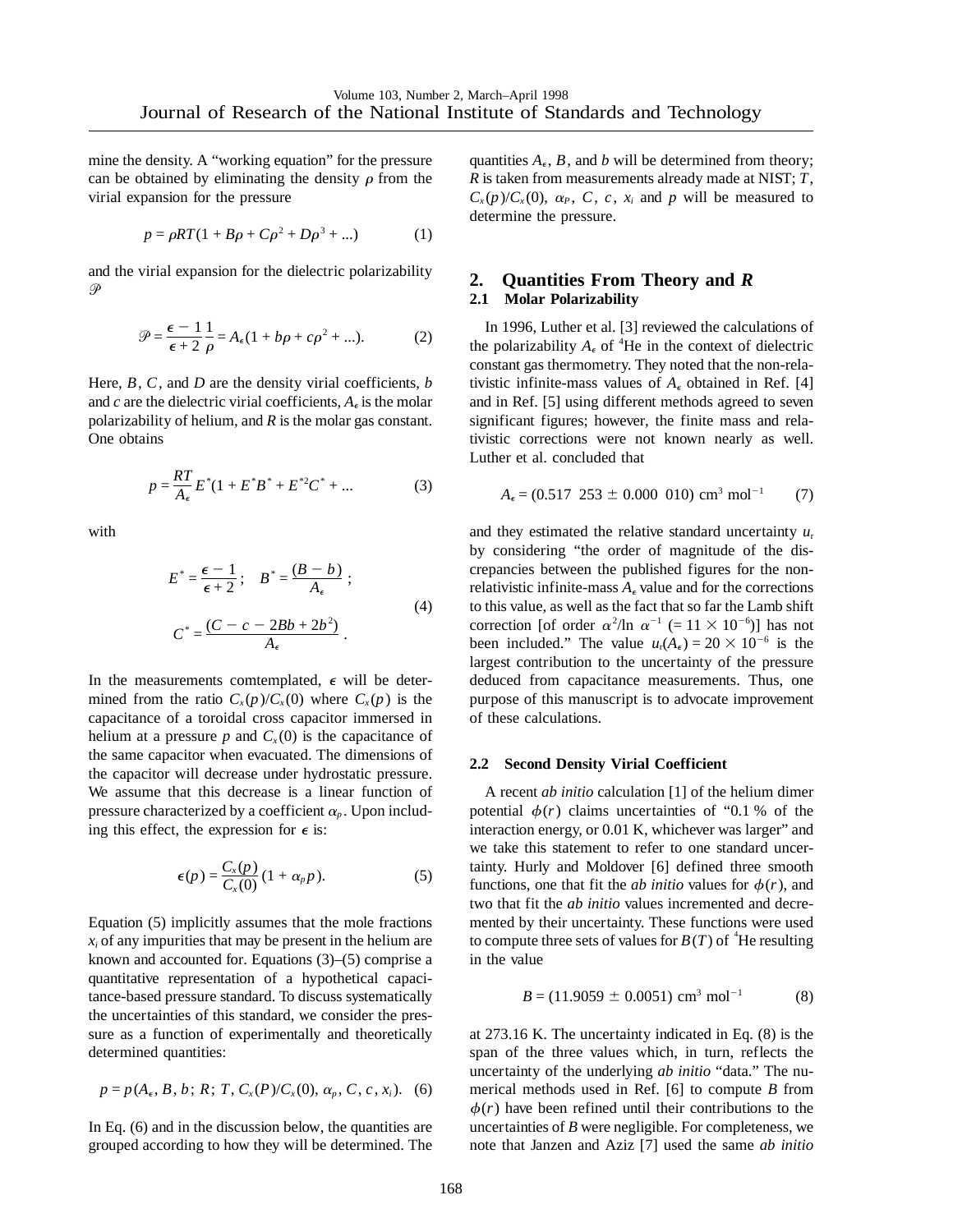mine the density. A "working equation" for the pressure can be obtained by eliminating the density $\rho$ from the virial expansion for the pressure

$$p = \rho RT(1 + B\rho + C\rho^2 + D\rho^3 + ...) \qquad (1)$$

and the virial expansion for the dielectric polarizability $\mathscr{P}$

$$\mathscr{P} = \frac{\epsilon - 1}{\epsilon + 2}\frac{1}{\rho} = A_\epsilon(1 + b\rho + c\rho^2 + ...). \qquad (2)$$

Here, $B$, $C$, and $D$ are the density virial coefficients, $b$ and $c$ are the dielectric virial coefficients, $A_\epsilon$ is the molar polarizability of helium, and $R$ is the molar gas constant. One obtains

$$p = \frac{RT}{A_\epsilon}E^*(1 + E^*B^* + E^{*2}C^* + ... \qquad (3)$$

with

$$E^* = \frac{\epsilon - 1}{\epsilon + 2}; \quad B^* = \frac{(B - b)}{A_\epsilon};$$
$$C^* = \frac{(C - c - 2Bb + 2b^2)}{A_\epsilon}. \qquad (4)$$

In the measurements comtemplated, $\epsilon$ will be determined from the ratio $C_x(p)/C_x(0)$ where $C_x(p)$ is the capacitance of a toroidal cross capacitor immersed in helium at a pressure $p$ and $C_x(0)$ is the capacitance of the same capacitor when evacuated. The dimensions of the capacitor will decrease under hydrostatic pressure. We assume that this decrease is a linear function of pressure characterized by a coefficient $\alpha_p$. Upon including this effect, the expression for $\epsilon$ is:

$$\epsilon(p) = \frac{C_x(p)}{C_x(0)}(1 + \alpha_p p). \qquad (5)$$

Equation (5) implicitly assumes that the mole fractions $x_i$ of any impurities that may be present in the helium are known and accounted for. Equations (3)–(5) comprise a quantitative representation of a hypothetical capacitance-based pressure standard. To discuss systematically the uncertainties of this standard, we consider the pressure as a function of experimentally and theoretically determined quantities:

$$p = p(A_\epsilon, B, b; R; T, C_x(P)/C_x(0), \alpha_p, C, c, x_i). \qquad (6)$$

In Eq. (6) and in the discussion below, the quantities are grouped according to how they will be determined. The quantities $A_\epsilon$, $B$, and $b$ will be determined from theory; $R$ is taken from measurements already made at NIST; $T$, $C_x(p)/C_x(0)$, $\alpha_P$, $C$, $c$, $x_i$ and $p$ will be measured to determine the pressure.

## 2. Quantities From Theory and *R*

### 2.1 Molar Polarizability

In 1996, Luther et al. [3] reviewed the calculations of the polarizability $A_\epsilon$ of $^4$He in the context of dielectric constant gas thermometry. They noted that the non-relativistic infinite-mass values of $A_\epsilon$ obtained in Ref. [4] and in Ref. [5] using different methods agreed to seven significant figures; however, the finite mass and relativistic corrections were not known nearly as well. Luther et al. concluded that

$$A_\epsilon = (0.517\ 253 \pm 0.000\ 010)\ \text{cm}^3\ \text{mol}^{-1} \qquad (7)$$

and they estimated the relative standard uncertainty $u_r$ by considering "the order of magnitude of the discrepancies between the published figures for the non-relativistic infinite-mass $A_\epsilon$ value and for the corrections to this value, as well as the fact that so far the Lamb shift correction [of order $\alpha^2/\ln\ \alpha^{-1}$ ($= 11 \times 10^{-6}$)] has not been included." The value $u_r(A_\epsilon) = 20 \times 10^{-6}$ is the largest contribution to the uncertainty of the pressure deduced from capacitance measurements. Thus, one purpose of this manuscript is to advocate improvement of these calculations.

### 2.2 Second Density Virial Coefficient

A recent *ab initio* calculation [1] of the helium dimer potential $\phi(r)$ claims uncertainties of "0.1 % of the interaction energy, or 0.01 K, whichever was larger" and we take this statement to refer to one standard uncertainty. Hurly and Moldover [6] defined three smooth functions, one that fit the *ab initio* values for $\phi(r)$, and two that fit the *ab initio* values incremented and decremented by their uncertainty. These functions were used to compute three sets of values for $B(T)$ of $^4$He resulting in the value

$$B = (11.9059 \pm 0.0051)\ \text{cm}^3\ \text{mol}^{-1} \qquad (8)$$

at 273.16 K. The uncertainty indicated in Eq. (8) is the span of the three values which, in turn, reflects the uncertainty of the underlying *ab initio* "data." The numerical methods used in Ref. [6] to compute $B$ from $\phi(r)$ have been refined until their contributions to the uncertainties of $B$ were negligible. For completeness, we note that Janzen and Aziz [7] used the same *ab initio*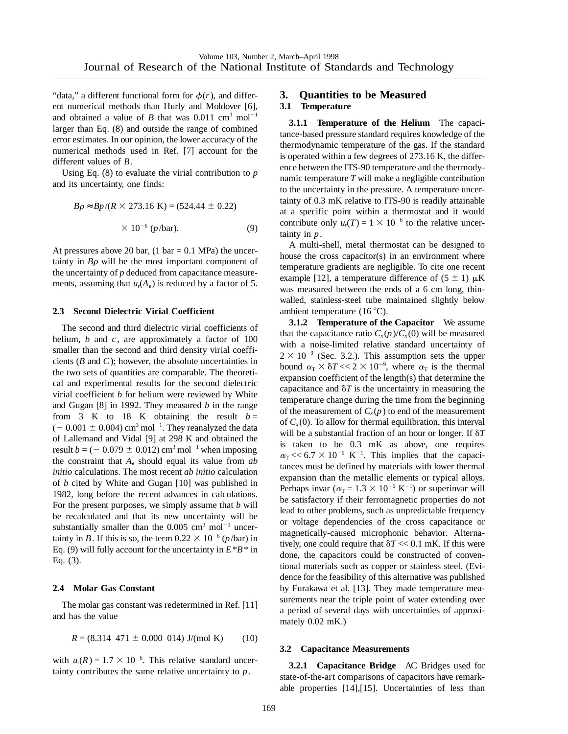"data," a different functional form for $\phi(r)$, and different numerical methods than Hurly and Moldover [6], and obtained a value of $B$ that was 0.011 $cm^3 mol^{-1}$ larger than Eq. (8) and outside the range of combined error estimates. In our opinion, the lower accuracy of the numerical methods used in Ref. [7] account for the different values of $B$.

Using Eq. (8) to evaluate the virial contribution to $p$ and its uncertainty, one finds:

$$B\rho \approx Bp/(R \times 273.16 \text{ K}) = (524.44 \pm 0.22) \times 10^{-6} \, (p/\text{bar}). \qquad (9)$$

At pressures above 20 bar, (1 bar = 0.1 MPa) the uncertainty in $B\rho$ will be the most important component of the uncertainty of $p$ deduced from capacitance measurements, assuming that $u_r(A_\epsilon)$ is reduced by a factor of 5.

### 2.3 Second Dielectric Virial Coefficient

The second and third dielectric virial coefficients of helium, $b$ and $c$, are approximately a factor of 100 smaller than the second and third density virial coefficients ($B$ and $C$); however, the absolute uncertainties in the two sets of quantities are comparable. The theoretical and experimental results for the second dielectric virial coefficient $b$ for helium were reviewed by White and Gugan [8] in 1992. They measured $b$ in the range from 3 K to 18 K obtaining the result $b = (-0.001 \pm 0.004)$ $cm^3 mol^{-1}$. They reanalyzed the data of Lallemand and Vidal [9] at 298 K and obtained the result $b = (-0.079 \pm 0.012)$ $cm^3 mol^{-1}$ when imposing the constraint that $A_\epsilon$ should equal its value from *ab initio* calculations. The most recent *ab initio* calculation of $b$ cited by White and Gugan [10] was published in 1982, long before the recent advances in calculations. For the present purposes, we simply assume that $b$ will be recalculated and that its new uncertainty will be substantially smaller than the 0.005 $cm^3 mol^{-1}$ uncertainty in $B$. If this is so, the term $0.22 \times 10^{-6}$ ($p$/bar) in Eq. (9) will fully account for the uncertainty in $E^*B^*$ in Eq. (3).

### 2.4 Molar Gas Constant

The molar gas constant was redetermined in Ref. [11] and has the value

$$R = (8.314\ 471 \pm 0.000\ 014) \text{ J/(mol K)} \qquad (10)$$

with $u_r(R) = 1.7 \times 10^{-6}$. This relative standard uncertainty contributes the same relative uncertainty to $p$.

## 3. Quantities to be Measured

### 3.1 Temperature

**3.1.1 Temperature of the Helium** The capacitance-based pressure standard requires knowledge of the thermodynamic temperature of the gas. If the standard is operated within a few degrees of 273.16 K, the difference between the ITS-90 temperature and the thermodynamic temperature $T$ will make a negligible contribution to the uncertainty in the pressure. A temperature uncertainty of 0.3 mK relative to ITS-90 is readily attainable at a specific point within a thermostat and it would contribute only $u_r(T) = 1 \times 10^{-6}$ to the relative uncertainty in $p$.

A multi-shell, metal thermostat can be designed to house the cross capacitor(s) in an environment where temperature gradients are negligible. To cite one recent example [12], a temperature difference of $(5 \pm 1)$ μK was measured between the ends of a 6 cm long, thin-walled, stainless-steel tube maintained slightly below ambient temperature (16 °C).

**3.1.2 Temperature of the Capacitor** We assume that the capacitance ratio $C_x(p)/C_x(0)$ will be measured with a noise-limited relative standard uncertainty of $2 \times 10^{-9}$ (Sec. 3.2.). This assumption sets the upper bound $\alpha_T \times \delta T << 2 \times 10^{-9}$, where $\alpha_T$ is the thermal expansion coefficient of the length(s) that determine the capacitance and $\delta T$ is the uncertainty in measuring the temperature change during the time from the beginning of the measurement of $C_x(p)$ to end of the measurement of $C_x(0)$. To allow for thermal equilibration, this interval will be a substantial fraction of an hour or longer. If $\delta T$ is taken to be 0.3 mK as above, one requires $\alpha_T << 6.7 \times 10^{-6}$ $K^{-1}$. This implies that the capacitances must be defined by materials with lower thermal expansion than the metallic elements or typical alloys. Perhaps invar ($\alpha_T = 1.3 \times 10^{-6}$ $K^{-1}$) or superinvar will be satisfactory if their ferromagnetic properties do not lead to other problems, such as unpredictable frequency or voltage dependencies of the cross capacitance or magnetically-caused microphonic behavior. Alternatively, one could require that $\delta T << 0.1$ mK. If this were done, the capacitors could be constructed of conventional materials such as copper or stainless steel. (Evidence for the feasibility of this alternative was published by Furakawa et al. [13]. They made temperature measurements near the triple point of water extending over a period of several days with uncertainties of approximately 0.02 mK.)

### 3.2 Capacitance Measurements

**3.2.1 Capacitance Bridge** AC Bridges used for state-of-the-art comparisons of capacitors have remarkable properties [14],[15]. Uncertainties of less than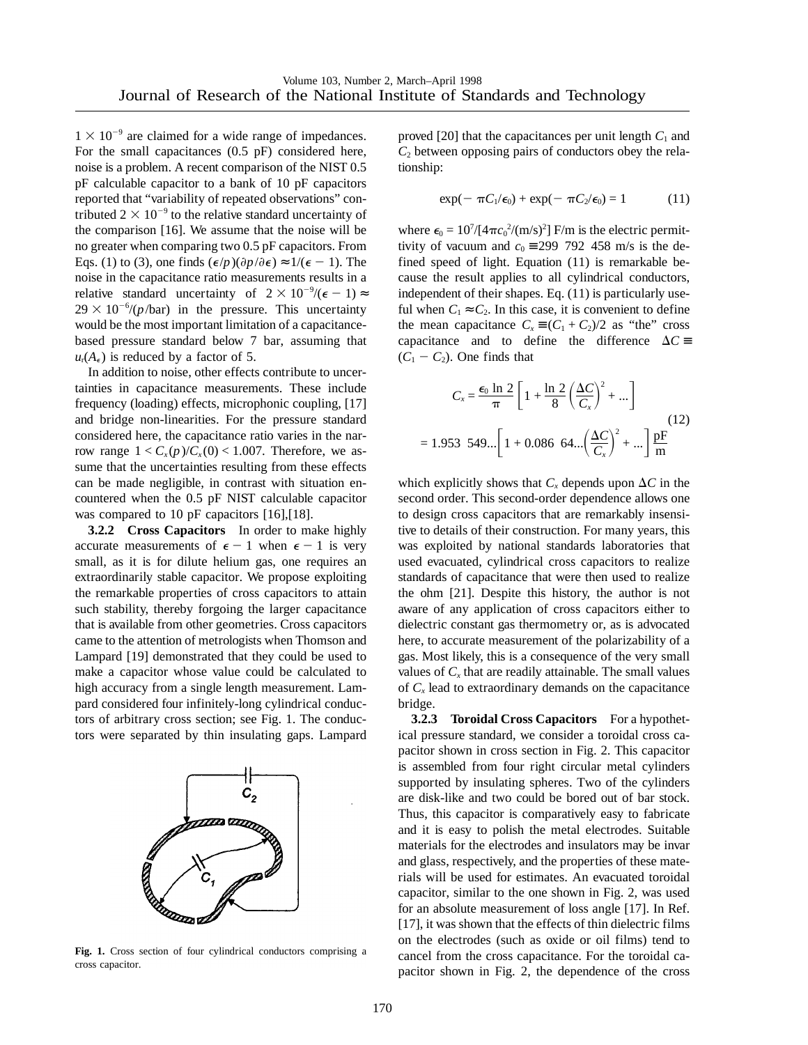$1 \times 10^{-9}$ are claimed for a wide range of impedances. For the small capacitances (0.5 pF) considered here, noise is a problem. A recent comparison of the NIST 0.5 pF calculable capacitor to a bank of 10 pF capacitors reported that "variability of repeated observations" contributed $2 \times 10^{-9}$ to the relative standard uncertainty of the comparison [16]. We assume that the noise will be no greater when comparing two 0.5 pF capacitors. From Eqs. (1) to (3), one finds $(\epsilon/p)(\partial p/\partial\epsilon) \approx 1/(\epsilon - 1)$. The noise in the capacitance ratio measurements results in a relative standard uncertainty of $2 \times 10^{-9}/(\epsilon - 1) \approx 29 \times 10^{-6}/(p/\text{bar})$ in the pressure. This uncertainty would be the most important limitation of a capacitance-based pressure standard below 7 bar, assuming that $u_r(A_\epsilon)$ is reduced by a factor of 5.

In addition to noise, other effects contribute to uncertainties in capacitance measurements. These include frequency (loading) effects, microphonic coupling, [17] and bridge non-linearities. For the pressure standard considered here, the capacitance ratio varies in the narrow range $1 < C_x(p)/C_x(0) < 1.007$. Therefore, we assume that the uncertainties resulting from these effects can be made negligible, in contrast with situation encountered when the 0.5 pF NIST calculable capacitor was compared to 10 pF capacitors [16],[18].

**3.2.2 Cross Capacitors** In order to make highly accurate measurements of $\epsilon - 1$ when $\epsilon - 1$ is very small, as it is for dilute helium gas, one requires an extraordinarily stable capacitor. We propose exploiting the remarkable properties of cross capacitors to attain such stability, thereby forgoing the larger capacitance that is available from other geometries. Cross capacitors came to the attention of metrologists when Thomson and Lampard [19] demonstrated that they could be used to make a capacitor whose value could be calculated to high accuracy from a single length measurement. Lampard considered four infinitely-long cylindrical conductors of arbitrary cross section; see Fig. 1. The conductors were separated by thin insulating gaps. Lampard proved [20] that the capacitances per unit length $C_1$ and $C_2$ between opposing pairs of conductors obey the relationship:

$$\exp(-\pi C_1/\epsilon_0) + \exp(-\pi C_2/\epsilon_0) = 1 \tag{11}$$

**Fig. 1.** Cross section of four cylindrical conductors comprising a cross capacitor.

where $\epsilon_0 = 10^7/[4\pi c_0^2/(\text{m/s})^2]$ F/m is the electric permittivity of vacuum and $c_0 \equiv 299\ 792\ 458$ m/s is the defined speed of light. Equation (11) is remarkable because the result applies to all cylindrical conductors, independent of their shapes. Eq. (11) is particularly useful when $C_1 \approx C_2$. In this case, it is convenient to define the mean capacitance $C_x \equiv (C_1 + C_2)/2$ as "the" cross capacitance and to define the difference $\Delta C \equiv (C_1 - C_2)$. One finds that

$$\begin{aligned} C_x &= \frac{\epsilon_0 \ln 2}{\pi}\left[1 + \frac{\ln 2}{8}\left(\frac{\Delta C}{C_x}\right)^2 + ...\right] \\ &= 1.953\ 549...\left[1 + 0.086\ 64...\left(\frac{\Delta C}{C_x}\right)^2 + ...\right]\frac{\text{pF}}{\text{m}} \end{aligned} \tag{12}$$

which explicitly shows that $C_x$ depends upon $\Delta C$ in the second order. This second-order dependence allows one to design cross capacitors that are remarkably insensitive to details of their construction. For many years, this was exploited by national standards laboratories that used evacuated, cylindrical cross capacitors to realize standards of capacitance that were then used to realize the ohm [21]. Despite this history, the author is not aware of any application of cross capacitors either to dielectric constant gas thermometry or, as is advocated here, to accurate measurement of the polarizability of a gas. Most likely, this is a consequence of the very small values of $C_x$ that are readily attainable. The small values of $C_x$ lead to extraordinary demands on the capacitance bridge.

**3.2.3 Toroidal Cross Capacitors** For a hypothetical pressure standard, we consider a toroidal cross capacitor shown in cross section in Fig. 2. This capacitor is assembled from four right circular metal cylinders supported by insulating spheres. Two of the cylinders are disk-like and two could be bored out of bar stock. Thus, this capacitor is comparatively easy to fabricate and it is easy to polish the metal electrodes. Suitable materials for the electrodes and insulators may be invar and glass, respectively, and the properties of these materials will be used for estimates. An evacuated toroidal capacitor, similar to the one shown in Fig. 2, was used for an absolute measurement of loss angle [17]. In Ref. [17], it was shown that the effects of thin dielectric films on the electrodes (such as oxide or oil films) tend to cancel from the cross capacitance. For the toroidal capacitor shown in Fig. 2, the dependence of the cross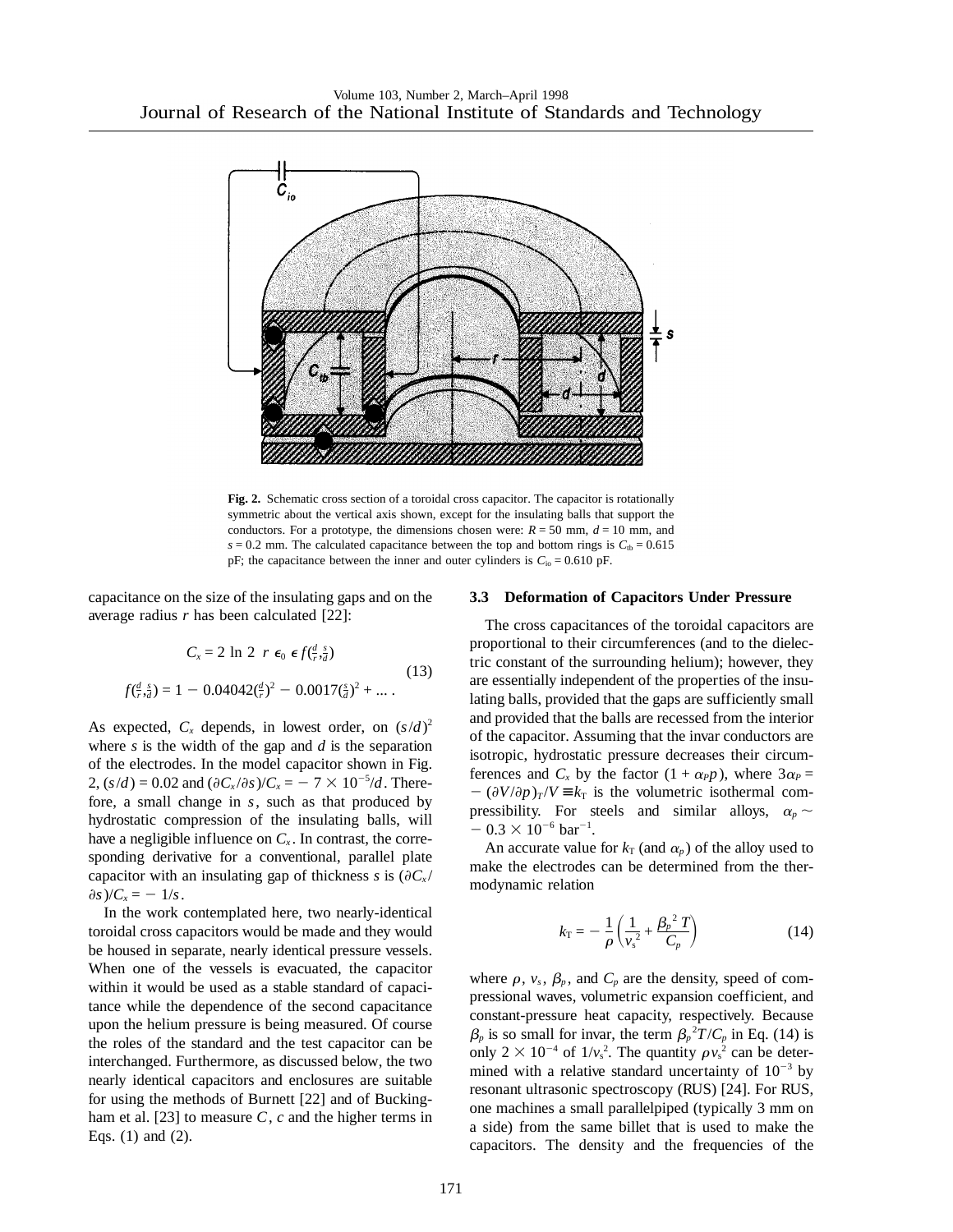**Fig. 2.** Schematic cross section of a toroidal cross capacitor. The capacitor is rotationally symmetric about the vertical axis shown, except for the insulating balls that support the conductors. For a prototype, the dimensions chosen were: $R = 50$ mm, $d = 10$ mm, and $s = 0.2$ mm. The calculated capacitance between the top and bottom rings is $C_{tb} = 0.615$ pF; the capacitance between the inner and outer cylinders is $C_{io} = 0.610$ pF.

capacitance on the size of the insulating gaps and on the average radius $r$ has been calculated [22]:

$$C_x = 2 \ln 2 \; r \; \epsilon_0 \; \epsilon \, f(\tfrac{d}{r}, \tfrac{s}{d})$$
$$f(\tfrac{d}{r}, \tfrac{s}{d}) = 1 - 0.04042(\tfrac{d}{r})^2 - 0.0017(\tfrac{s}{d})^2 + \ldots \, . \tag{13}$$

As expected, $C_x$ depends, in lowest order, on $(s/d)^2$ where $s$ is the width of the gap and $d$ is the separation of the electrodes. In the model capacitor shown in Fig. 2, $(s/d) = 0.02$ and $(\partial C_x/\partial s)/C_x = -7 \times 10^{-5}/d$. Therefore, a small change in $s$, such as that produced by hydrostatic compression of the insulating balls, will have a negligible influence on $C_x$. In contrast, the corresponding derivative for a conventional, parallel plate capacitor with an insulating gap of thickness $s$ is $(\partial C_x/\partial s)/C_x = -1/s$.

In the work contemplated here, two nearly-identical toroidal cross capacitors would be made and they would be housed in separate, nearly identical pressure vessels. When one of the vessels is evacuated, the capacitor within it would be used as a stable standard of capacitance while the dependence of the second capacitance upon the helium pressure is being measured. Of course the roles of the standard and the test capacitor can be interchanged. Furthermore, as discussed below, the two nearly identical capacitors and enclosures are suitable for using the methods of Burnett [22] and of Buckingham et al. [23] to measure $C$, $c$ and the higher terms in Eqs. (1) and (2).

### 3.3 Deformation of Capacitors Under Pressure

The cross capacitances of the toroidal capacitors are proportional to their circumferences (and to the dielectric constant of the surrounding helium); however, they are essentially independent of the properties of the insulating balls, provided that the gaps are sufficiently small and provided that the balls are recessed from the interior of the capacitor. Assuming that the invar conductors are isotropic, hydrostatic pressure decreases their circumferences and $C_x$ by the factor $(1 + \alpha_P p)$, where $3\alpha_P = -(\partial V/\partial p)_T/V \equiv k_T$ is the volumetric isothermal compressibility. For steels and similar alloys, $\alpha_p \sim -0.3 \times 10^{-6}$ bar$^{-1}$.

An accurate value for $k_T$ (and $\alpha_p$) of the alloy used to make the electrodes can be determined from the thermodynamic relation

$$k_T = -\frac{1}{\rho}\left(\frac{1}{v_s^{\,2}} + \frac{\beta_p^{\,2}\,T}{C_p}\right) \tag{14}$$

where $\rho$, $v_s$, $\beta_p$, and $C_p$ are the density, speed of compressional waves, volumetric expansion coefficient, and constant-pressure heat capacity, respectively. Because $\beta_p$ is so small for invar, the term $\beta_p^{\,2}T/C_p$ in Eq. (14) is only $2 \times 10^{-4}$ of $1/v_s^{\,2}$. The quantity $\rho v_s^{\,2}$ can be determined with a relative standard uncertainty of $10^{-3}$ by resonant ultrasonic spectroscopy (RUS) [24]. For RUS, one machines a small parallelpiped (typically 3 mm on a side) from the same billet that is used to make the capacitors. The density and the frequencies of the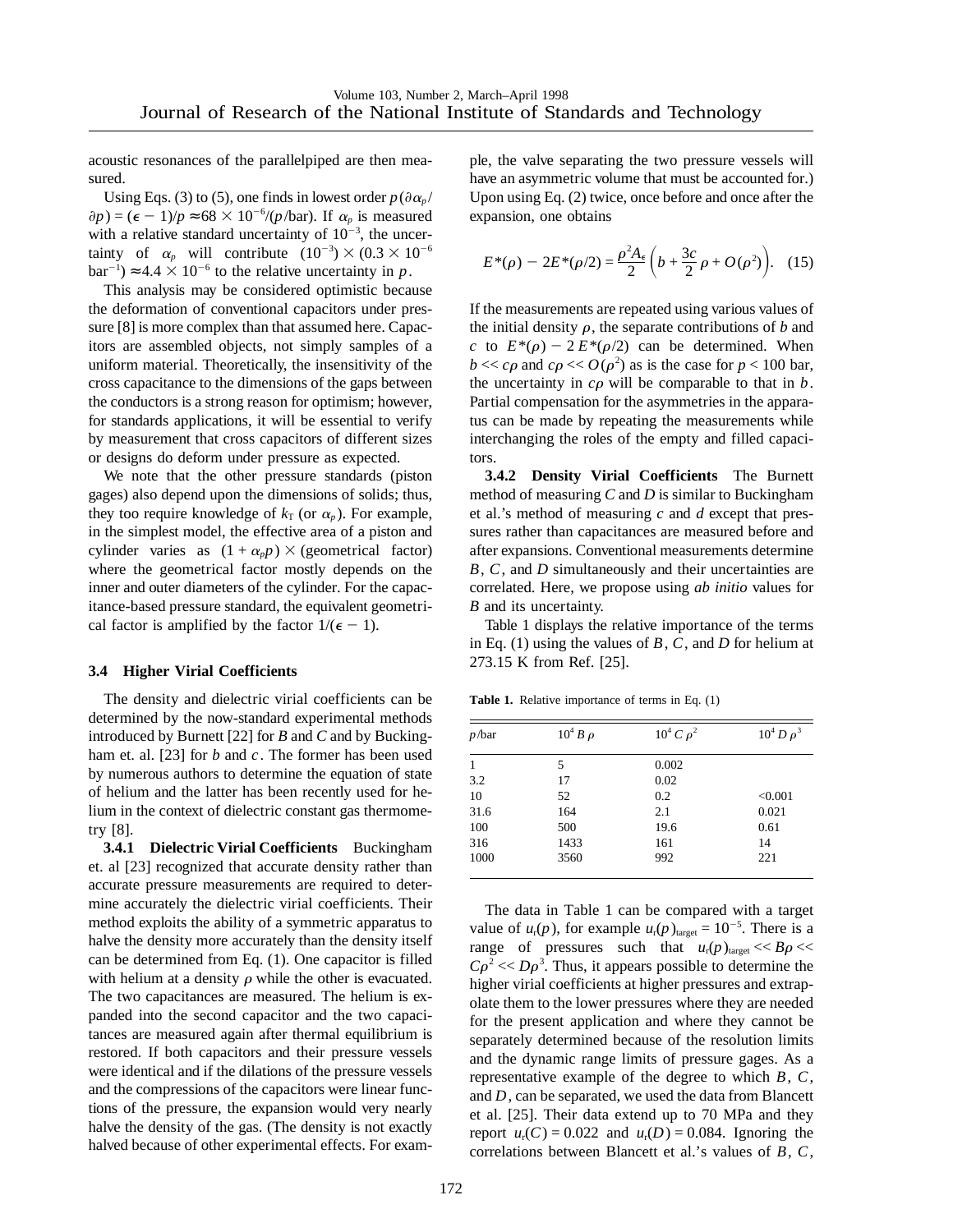acoustic resonances of the parallelpiped are then measured.

Using Eqs. (3) to (5), one finds in lowest order $p(\partial \alpha_p / \partial p) = (\epsilon - 1)/p \approx 68 \times 10^{-6}/(p/\text{bar})$. If $\alpha_p$ is measured with a relative standard uncertainty of $10^{-3}$, the uncertainty of $\alpha_p$ will contribute $(10^{-3}) \times (0.3 \times 10^{-6}\ \text{bar}^{-1}) \approx 4.4 \times 10^{-6}$ to the relative uncertainty in $p$.

This analysis may be considered optimistic because the deformation of conventional capacitors under pressure [8] is more complex than that assumed here. Capacitors are assembled objects, not simply samples of a uniform material. Theoretically, the insensitivity of the cross capacitance to the dimensions of the gaps between the conductors is a strong reason for optimism; however, for standards applications, it will be essential to verify by measurement that cross capacitors of different sizes or designs do deform under pressure as expected.

We note that the other pressure standards (piston gages) also depend upon the dimensions of solids; thus, they too require knowledge of $k_T$ (or $\alpha_p$). For example, in the simplest model, the effective area of a piston and cylinder varies as $(1 + \alpha_p p) \times$ (geometrical factor) where the geometrical factor mostly depends on the inner and outer diameters of the cylinder. For the capacitance-based pressure standard, the equivalent geometrical factor is amplified by the factor $1/(\epsilon - 1)$.

### 3.4 Higher Virial Coefficients

The density and dielectric virial coefficients can be determined by the now-standard experimental methods introduced by Burnett [22] for $B$ and $C$ and by Buckingham et. al. [23] for $b$ and $c$. The former has been used by numerous authors to determine the equation of state of helium and the latter has been recently used for helium in the context of dielectric constant gas thermometry [8].

**3.4.1 Dielectric Virial Coefficients** Buckingham et. al [23] recognized that accurate density rather than accurate pressure measurements are required to determine accurately the dielectric virial coefficients. Their method exploits the ability of a symmetric apparatus to halve the density more accurately than the density itself can be determined from Eq. (1). One capacitor is filled with helium at a density $\rho$ while the other is evacuated. The two capacitances are measured. The helium is expanded into the second capacitor and the two capacitances are measured again after thermal equilibrium is restored. If both capacitors and their pressure vessels were identical and if the dilations of the pressure vessels and the compressions of the capacitors were linear functions of the pressure, the expansion would very nearly halve the density of the gas. (The density is not exactly halved because of other experimental effects. For example, the valve separating the two pressure vessels will have an asymmetric volume that must be accounted for.) Upon using Eq. (2) twice, once before and once after the expansion, one obtains

$$E^*(\rho) - 2E^*(\rho/2) = \frac{\rho^2 A_\epsilon}{2}\left(b + \frac{3c}{2}\rho + O(\rho^2)\right). \quad (15)$$

If the measurements are repeated using various values of the initial density $\rho$, the separate contributions of $b$ and $c$ to $E^*(\rho) - 2E^*(\rho/2)$ can be determined. When $b << c\rho$ and $c\rho << O(\rho^2)$ as is the case for $p < 100$ bar, the uncertainty in $c\rho$ will be comparable to that in $b$. Partial compensation for the asymmetries in the apparatus can be made by repeating the measurements while interchanging the roles of the empty and filled capacitors.

**3.4.2 Density Virial Coefficients** The Burnett method of measuring $C$ and $D$ is similar to Buckingham et al.'s method of measuring $c$ and $d$ except that pressures rather than capacitances are measured before and after expansions. Conventional measurements determine $B$, $C$, and $D$ simultaneously and their uncertainties are correlated. Here, we propose using *ab initio* values for $B$ and its uncertainty.

Table 1 displays the relative importance of the terms in Eq. (1) using the values of $B$, $C$, and $D$ for helium at 273.15 K from Ref. [25].

**Table 1.** Relative importance of terms in Eq. (1)

| $p$/bar | $10^4 B\rho$ | $10^4 C\rho^2$ | $10^4 D\rho^3$ |
|---|---|---|---|
| 1 | 5 | 0.002 | |
| 3.2 | 17 | 0.02 | |
| 10 | 52 | 0.2 | <0.001 |
| 31.6 | 164 | 2.1 | 0.021 |
| 100 | 500 | 19.6 | 0.61 |
| 316 | 1433 | 161 | 14 |
| 1000 | 3560 | 992 | 221 |

The data in Table 1 can be compared with a target value of $u_r(p)$, for example $u_r(p)_{\text{target}} = 10^{-5}$. There is a range of pressures such that $u_r(p)_{\text{target}} << B\rho << C\rho^2 << D\rho^3$. Thus, it appears possible to determine the higher virial coefficients at higher pressures and extrapolate them to the lower pressures where they are needed for the present application and where they cannot be separately determined because of the resolution limits and the dynamic range limits of pressure gages. As a representative example of the degree to which $B$, $C$, and $D$, can be separated, we used the data from Blancett et al. [25]. Their data extend up to 70 MPa and they report $u_r(C) = 0.022$ and $u_r(D) = 0.084$. Ignoring the correlations between Blancett et al.'s values of $B$, $C$,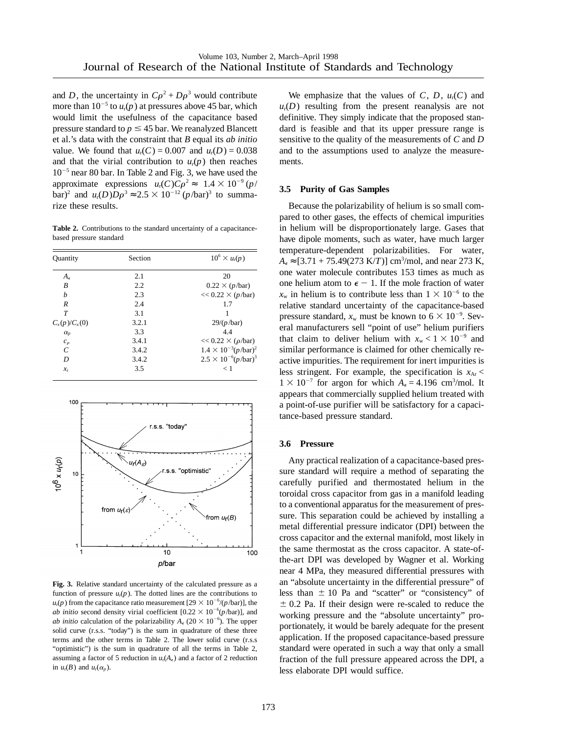and $D$, the uncertainty in $C\rho^2 + D\rho^3$ would contribute more than $10^{-5}$ to $u_r(p)$ at pressures above 45 bar, which would limit the usefulness of the capacitance based pressure standard to $p \leq 45$ bar. We reanalyzed Blancett et al.'s data with the constraint that $B$ equal its *ab initio* value. We found that $u_r(C) = 0.007$ and $u_r(D) = 0.038$ and that the virial contribution to $u_r(p)$ then reaches $10^{-5}$ near 80 bar. In Table 2 and Fig. 3, we have used the approximate expressions $u_r(C)C\rho^2 \approx 1.4 \times 10^{-9}\,(p/\text{bar})^2$ and $u_r(D)D\rho^3 \approx 2.5 \times 10^{-12}\,(p/\text{bar})^3$ to summarize these results.

**Table 2.** Contributions to the standard uncertainty of a capacitance-based pressure standard

| Quantity | Section | $10^6 \times u_r(p)$ |
|---|---|---|
| $A_\epsilon$ | 2.1 | 20 |
| $B$ | 2.2 | $0.22 \times (p/\text{bar})$ |
| $b$ | 2.3 | $<< 0.22 \times (p/\text{bar})$ |
| $R$ | 2.4 | 1.7 |
| $T$ | 3.1 | 1 |
| $C_x(p)/C_x(0)$ | 3.2.1 | $29/(p/\text{bar})$ |
| $\alpha_p$ | 3.3 | 4.4 |
| $c_\rho$ | 3.4.1 | $<< 0.22 \times (\rho/\text{bar})$ |
| $C$ | 3.4.2 | $1.4 \times 10^{-3}(p/\text{bar})^2$ |
| $D$ | 3.4.2 | $2.5 \times 10^{-6}(p/\text{bar})^3$ |
| $x_i$ | 3.5 | $< 1$ |

**Fig. 3.** Relative standard uncertainty of the calculated pressure as a function of pressure $u_r(p)$. The dotted lines are the contributions to $u_r(p)$ from the capacitance ratio measurement [$29 \times 10^{-6}/(p/\text{bar})$], the *ab initio* second density virial coefficient [$0.22 \times 10^{-6}(p/\text{bar})$], and *ab initio* calculation of the polarizability $A_\epsilon$ ($20 \times 10^{-6}$). The upper solid curve (r.s.s. "today") is the sum in quadrature of these three terms and the other terms in Table 2. The lower solid curve (r.s.s "optimistic") is the sum in quadrature of all the terms in Table 2, assuming a factor of 5 reduction in $u_r(A_\epsilon)$ and a factor of 2 reduction in $u_r(B)$ and $u_r(\alpha_p)$.

We emphasize that the values of $C$, $D$, $u_r(C)$ and $u_r(D)$ resulting from the present reanalysis are not definitive. They simply indicate that the proposed standard is feasible and that its upper pressure range is sensitive to the quality of the measurements of $C$ and $D$ and to the assumptions used to analyze the measurements.

### 3.5 Purity of Gas Samples

Because the polarizability of helium is so small compared to other gases, the effects of chemical impurities in helium will be disproportionately large. Gases that have dipole moments, such as water, have much larger temperature-dependent polarizabilities. For water, $A_\epsilon \approx [3.71 + 75.49(273\ \text{K}/T)]\ \text{cm}^3/\text{mol}$, and near 273 K, one water molecule contributes 153 times as much as one helium atom to $\epsilon - 1$. If the mole fraction of water $x_w$ in helium is to contribute less than $1 \times 10^{-6}$ to the relative standard uncertainty of the capacitance-based pressure standard, $x_w$ must be known to $6 \times 10^{-9}$. Several manufacturers sell "point of use" helium purifiers that claim to deliver helium with $x_w < 1 \times 10^{-9}$ and similar performance is claimed for other chemically reactive impurities. The requirement for inert impurities is less stringent. For example, the specification is $x_{Ar} < 1 \times 10^{-7}$ for argon for which $A_\epsilon = 4.196\ \text{cm}^3/\text{mol}$. It appears that commercially supplied helium treated with a point-of-use purifier will be satisfactory for a capacitance-based pressure standard.

### 3.6 Pressure

Any practical realization of a capacitance-based pressure standard will require a method of separating the carefully purified and thermostated helium in the toroidal cross capacitor from gas in a manifold leading to a conventional apparatus for the measurement of pressure. This separation could be achieved by installing a metal differential pressure indicator (DPI) between the cross capacitor and the external manifold, most likely in the same thermostat as the cross capacitor. A state-of-the-art DPI was developed by Wagner et al. Working near 4 MPa, they measured differential pressures with an "absolute uncertainty in the differential pressure" of less than $\pm$ 10 Pa and "scatter" or "consistency" of $\pm$ 0.2 Pa. If their design were re-scaled to reduce the working pressure and the "absolute uncertainty" proportionately, it would be barely adequate for the present application. If the proposed capacitance-based pressure standard were operated in such a way that only a small fraction of the full pressure appeared across the DPI, a less elaborate DPI would suffice.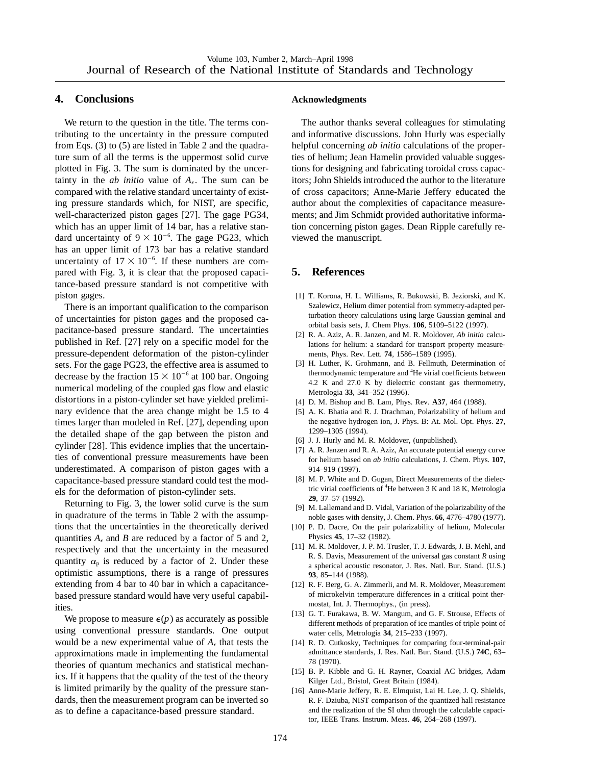## 4. Conclusions

We return to the question in the title. The terms contributing to the uncertainty in the pressure computed from Eqs. (3) to (5) are listed in Table 2 and the quadrature sum of all the terms is the uppermost solid curve plotted in Fig. 3. The sum is dominated by the uncertainty in the *ab initio* value of $A_\epsilon$. The sum can be compared with the relative standard uncertainty of existing pressure standards which, for NIST, are specific, well-characterized piston gages [27]. The gage PG34, which has an upper limit of 14 bar, has a relative standard uncertainty of $9 \times 10^{-6}$. The gage PG23, which has an upper limit of 173 bar has a relative standard uncertainty of $17 \times 10^{-6}$. If these numbers are compared with Fig. 3, it is clear that the proposed capacitance-based pressure standard is not competitive with piston gages.

There is an important qualification to the comparison of uncertainties for piston gages and the proposed capacitance-based pressure standard. The uncertainties published in Ref. [27] rely on a specific model for the pressure-dependent deformation of the piston-cylinder sets. For the gage PG23, the effective area is assumed to decrease by the fraction $15 \times 10^{-6}$ at 100 bar. Ongoing numerical modeling of the coupled gas flow and elastic distortions in a piston-cylinder set have yielded preliminary evidence that the area change might be 1.5 to 4 times larger than modeled in Ref. [27], depending upon the detailed shape of the gap between the piston and cylinder [28]. This evidence implies that the uncertainties of conventional pressure measurements have been underestimated. A comparison of piston gages with a capacitance-based pressure standard could test the models for the deformation of piston-cylinder sets.

Returning to Fig. 3, the lower solid curve is the sum in quadrature of the terms in Table 2 with the assumptions that the uncertainties in the theoretically derived quantities $A_\epsilon$ and $B$ are reduced by a factor of 5 and 2, respectively and that the uncertainty in the measured quantity $\alpha_p$ is reduced by a factor of 2. Under these optimistic assumptions, there is a range of pressures extending from 4 bar to 40 bar in which a capacitance-based pressure standard would have very useful capabilities.

We propose to measure $\epsilon(p)$ as accurately as possible using conventional pressure standards. One output would be a new experimental value of $A_\epsilon$ that tests the approximations made in implementing the fundamental theories of quantum mechanics and statistical mechanics. If it happens that the quality of the test of the theory is limited primarily by the quality of the pressure standards, then the measurement program can be inverted so as to define a capacitance-based pressure standard.

### Acknowledgments

The author thanks several colleagues for stimulating and informative discussions. John Hurly was especially helpful concerning *ab initio* calculations of the properties of helium; Jean Hamelin provided valuable suggestions for designing and fabricating toroidal cross capacitors; John Shields introduced the author to the literature of cross capacitors; Anne-Marie Jeffery educated the author about the complexities of capacitance measurements; and Jim Schmidt provided authoritative information concerning piston gages. Dean Ripple carefully reviewed the manuscript.

## 5. References

[1] T. Korona, H. L. Williams, R. Bukowski, B. Jeziorski, and K. Szalewicz, Helium dimer potential from symmetry-adapted perturbation theory calculations using large Gaussian geminal and orbital basis sets, J. Chem Phys. **106**, 5109–5122 (1997).

[2] R. A. Aziz, A. R. Janzen, and M. R. Moldover, *Ab initio* calculations for helium: a standard for transport property measurements, Phys. Rev. Lett. **74**, 1586–1589 (1995).

[3] H. Luther, K. Grohmann, and B. Fellmuth, Determination of thermodynamic temperature and $^4$He virial coefficients between 4.2 K and 27.0 K by dielectric constant gas thermometry, Metrologia **33**, 341–352 (1996).

[4] D. M. Bishop and B. Lam, Phys. Rev. **A37**, 464 (1988).

[5] A. K. Bhatia and R. J. Drachman, Polarizability of helium and the negative hydrogen ion, J. Phys. B: At. Mol. Opt. Phys. **27**, 1299–1305 (1994).

[6] J. J. Hurly and M. R. Moldover, (unpublished).

[7] A. R. Janzen and R. A. Aziz, An accurate potential energy curve for helium based on *ab initio* calculations, J. Chem. Phys. **107**, 914–919 (1997).

[8] M. P. White and D. Gugan, Direct Measurements of the dielectric virial coefficients of $^4$He between 3 K and 18 K, Metrologia **29**, 37–57 (1992).

[9] M. Lallemand and D. Vidal, Variation of the polarizability of the noble gases with density, J. Chem. Phys. **66**, 4776–4780 (1977).

[10] P. D. Dacre, On the pair polarizability of helium, Molecular Physics **45**, 17–32 (1982).

[11] M. R. Moldover, J. P. M. Trusler, T. J. Edwards, J. B. Mehl, and R. S. Davis, Measurement of the universal gas constant *R* using a spherical acoustic resonator, J. Res. Natl. Bur. Stand. (U.S.) **93**, 85–144 (1988).

[12] R. F. Berg, G. A. Zimmerli, and M. R. Moldover, Measurement of microkelvin temperature differences in a critical point thermostat, Int. J. Thermophys., (in press).

[13] G. T. Furakawa, B. W. Mangum, and G. F. Strouse, Effects of different methods of preparation of ice mantles of triple point of water cells, Metrologia **34**, 215–233 (1997).

[14] R. D. Cutkosky, Techniques for comparing four-terminal-pair admittance standards, J. Res. Natl. Bur. Stand. (U.S.) **74C**, 63–78 (1970).

[15] B. P. Kibble and G. H. Rayner, Coaxial AC bridges, Adam Kilger Ltd., Bristol, Great Britain (1984).

[16] Anne-Marie Jeffery, R. E. Elmquist, Lai H. Lee, J. Q. Shields, R. F. Dziuba, NIST comparison of the quantized hall resistance and the realization of the SI ohm through the calculable capacitor, IEEE Trans. Instrum. Meas. **46**, 264–268 (1997).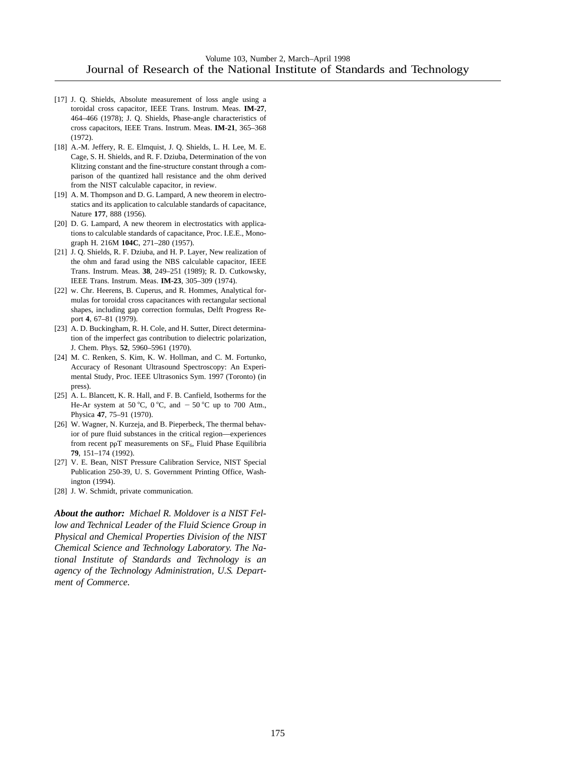[17] J. Q. Shields, Absolute measurement of loss angle using a toroidal cross capacitor, IEEE Trans. Instrum. Meas. **IM-27**, 464–466 (1978); J. Q. Shields, Phase-angle characteristics of cross capacitors, IEEE Trans. Instrum. Meas. **IM-21**, 365–368 (1972).

[18] A.-M. Jeffery, R. E. Elmquist, J. Q. Shields, L. H. Lee, M. E. Cage, S. H. Shields, and R. F. Dziuba, Determination of the von Klitzing constant and the fine-structure constant through a comparison of the quantized hall resistance and the ohm derived from the NIST calculable capacitor, in review.

[19] A. M. Thompson and D. G. Lampard, A new theorem in electrostatics and its application to calculable standards of capacitance, Nature **177**, 888 (1956).

[20] D. G. Lampard, A new theorem in electrostatics with applications to calculable standards of capacitance, Proc. I.E.E., Monograph H. 216M **104C**, 271–280 (1957).

[21] J. Q. Shields, R. F. Dziuba, and H. P. Layer, New realization of the ohm and farad using the NBS calculable capacitor, IEEE Trans. Instrum. Meas. **38**, 249–251 (1989); R. D. Cutkowsky, IEEE Trans. Instrum. Meas. **IM-23**, 305–309 (1974).

[22] w. Chr. Heerens, B. Cuperus, and R. Hommes, Analytical formulas for toroidal cross capacitances with rectangular sectional shapes, including gap correction formulas, Delft Progress Report **4**, 67–81 (1979).

[23] A. D. Buckingham, R. H. Cole, and H. Sutter, Direct determination of the imperfect gas contribution to dielectric polarization, J. Chem. Phys. **52**, 5960–5961 (1970).

[24] M. C. Renken, S. Kim, K. W. Hollman, and C. M. Fortunko, Accuracy of Resonant Ultrasound Spectroscopy: An Experimental Study, Proc. IEEE Ultrasonics Sym. 1997 (Toronto) (in press).

[25] A. L. Blancett, K. R. Hall, and F. B. Canfield, Isotherms for the He-Ar system at 50 °C, 0 °C, and − 50 °C up to 700 Atm., Physica **47**, 75–91 (1970).

[26] W. Wagner, N. Kurzeja, and B. Pieperbeck, The thermal behavior of pure fluid substances in the critical region—experiences from recent pρT measurements on $SF_6$, Fluid Phase Equilibria **79**, 151–174 (1992).

[27] V. E. Bean, NIST Pressure Calibration Service, NIST Special Publication 250-39, U. S. Government Printing Office, Washington (1994).

[28] J. W. Schmidt, private communication.

***About the author:*** *Michael R. Moldover is a NIST Fellow and Technical Leader of the Fluid Science Group in Physical and Chemical Properties Division of the NIST Chemical Science and Technology Laboratory. The National Institute of Standards and Technology is an agency of the Technology Administration, U.S. Department of Commerce.*